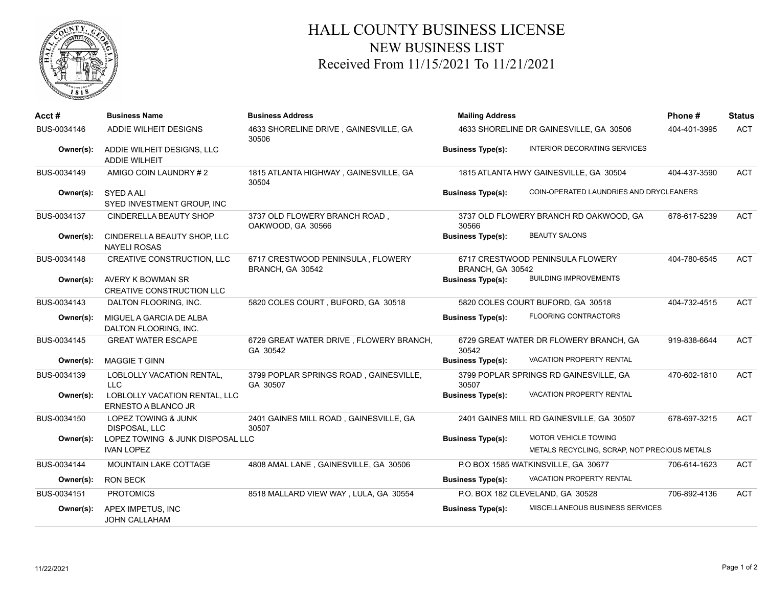# HALL COUNTY BUSINESS LICENSE
## NEW BUSINESS LIST
### Received From 11/15/2021 To 11/21/2021

| Acct # | Business Name | Business Address | Mailing Address | | Phone # | Status |
|---|---|---|---|---|---|---|
| BUS-0034146 | ADDIE WILHEIT DESIGNS | 4633 SHORELINE DRIVE , GAINESVILLE, GA 30506 | 4633 SHORELINE DR GAINESVILLE, GA 30506 | | 404-401-3995 | ACT |
| **Owner(s):** | ADDIE WILHEIT DESIGNS, LLC<br>ADDIE WILHEIT | | **Business Type(s):** | INTERIOR DECORATING SERVICES | | |
| BUS-0034149 | AMIGO COIN LAUNDRY # 2 | 1815 ATLANTA HIGHWAY , GAINESVILLE, GA 30504 | 1815 ATLANTA HWY GAINESVILLE, GA 30504 | | 404-437-3590 | ACT |
| **Owner(s):** | SYED A ALI<br>SYED INVESTMENT GROUP, INC | | **Business Type(s):** | COIN-OPERATED LAUNDRIES AND DRYCLEANERS | | |
| BUS-0034137 | CINDERELLA BEAUTY SHOP | 3737 OLD FLOWERY BRANCH ROAD , OAKWOOD, GA 30566 | 3737 OLD FLOWERY BRANCH RD OAKWOOD, GA 30566 | | 678-617-5239 | ACT |
| **Owner(s):** | CINDERELLA BEAUTY SHOP, LLC<br>NAYELI ROSAS | | **Business Type(s):** | BEAUTY SALONS | | |
| BUS-0034148 | CREATIVE CONSTRUCTION, LLC | 6717 CRESTWOOD PENINSULA , FLOWERY BRANCH, GA 30542 | 6717 CRESTWOOD PENINSULA FLOWERY BRANCH, GA 30542 | | 404-780-6545 | ACT |
| **Owner(s):** | AVERY K BOWMAN SR<br>CREATIVE CONSTRUCTION LLC | | **Business Type(s):** | BUILDING IMPROVEMENTS | | |
| BUS-0034143 | DALTON FLOORING, INC. | 5820 COLES COURT , BUFORD, GA 30518 | 5820 COLES COURT BUFORD, GA 30518 | | 404-732-4515 | ACT |
| **Owner(s):** | MIGUEL A GARCIA DE ALBA<br>DALTON FLOORING, INC. | | **Business Type(s):** | FLOORING CONTRACTORS | | |
| BUS-0034145 | GREAT WATER ESCAPE | 6729 GREAT WATER DRIVE , FLOWERY BRANCH, GA 30542 | 6729 GREAT WATER DR FLOWERY BRANCH, GA 30542 | | 919-838-6644 | ACT |
| **Owner(s):** | MAGGIE T GINN | | **Business Type(s):** | VACATION PROPERTY RENTAL | | |
| BUS-0034139 | LOBLOLLY VACATION RENTAL, LLC | 3799 POPLAR SPRINGS ROAD , GAINESVILLE, GA 30507 | 3799 POPLAR SPRINGS RD GAINESVILLE, GA 30507 | | 470-602-1810 | ACT |
| **Owner(s):** | LOBLOLLY VACATION RENTAL, LLC<br>ERNESTO A BLANCO JR | | **Business Type(s):** | VACATION PROPERTY RENTAL | | |
| BUS-0034150 | LOPEZ TOWING & JUNK DISPOSAL, LLC | 2401 GAINES MILL ROAD , GAINESVILLE, GA 30507 | 2401 GAINES MILL RD GAINESVILLE, GA 30507 | | 678-697-3215 | ACT |
| **Owner(s):** | LOPEZ TOWING & JUNK DISPOSAL LLC<br>IVAN LOPEZ | | **Business Type(s):** | MOTOR VEHICLE TOWING<br>METALS RECYCLING, SCRAP, NOT PRECIOUS METALS | | |
| BUS-0034144 | MOUNTAIN LAKE COTTAGE | 4808 AMAL LANE , GAINESVILLE, GA 30506 | P.O BOX 1585 WATKINSVILLE, GA 30677 | | 706-614-1623 | ACT |
| **Owner(s):** | RON BECK | | **Business Type(s):** | VACATION PROPERTY RENTAL | | |
| BUS-0034151 | PROTOMICS | 8518 MALLARD VIEW WAY , LULA, GA 30554 | P.O. BOX 182 CLEVELAND, GA 30528 | | 706-892-4136 | ACT |
| **Owner(s):** | APEX IMPETUS, INC<br>JOHN CALLAHAM | | **Business Type(s):** | MISCELLANEOUS BUSINESS SERVICES | | |

11/22/2021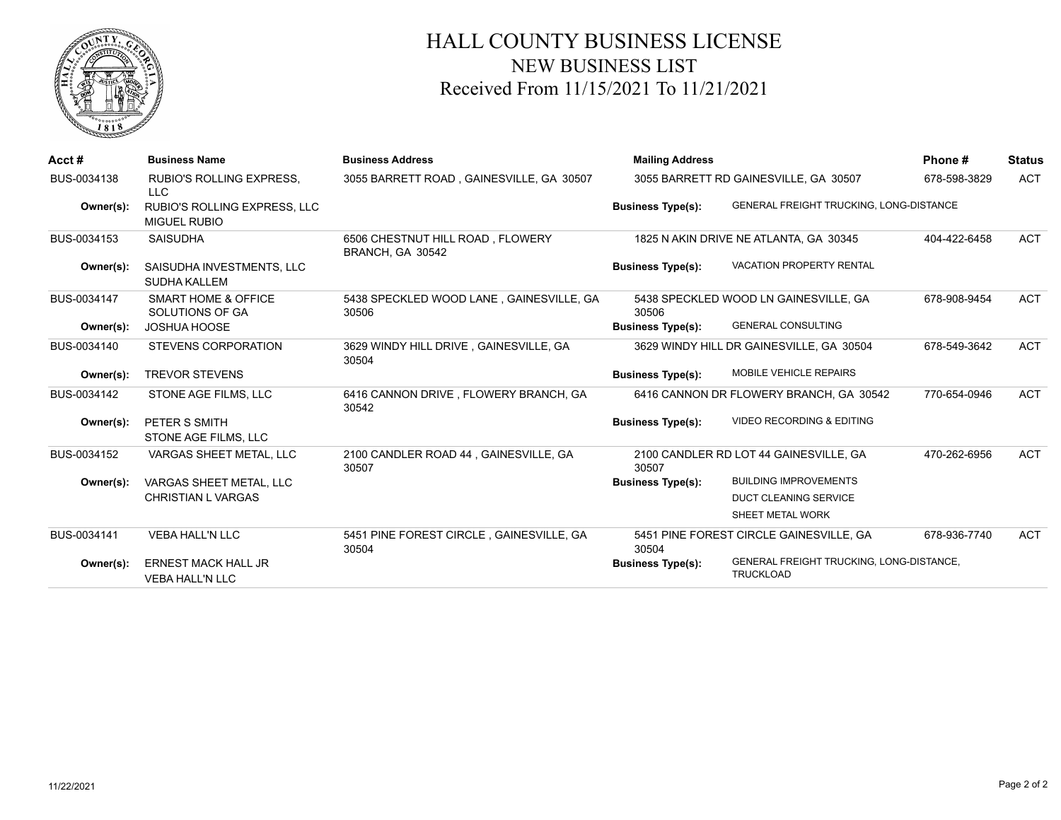# HALL COUNTY BUSINESS LICENSE
## NEW BUSINESS LIST
## Received From 11/15/2021 To 11/21/2021

| Acct # | Business Name | Business Address | Mailing Address | | Phone # | Status |
|---|---|---|---|---|---|---|
| BUS-0034138 | RUBIO'S ROLLING EXPRESS, LLC | 3055 BARRETT ROAD , GAINESVILLE, GA 30507 | 3055 BARRETT RD GAINESVILLE, GA 30507 | | 678-598-3829 | ACT |
| **Owner(s):** | RUBIO'S ROLLING EXPRESS, LLC<br>MIGUEL RUBIO | | **Business Type(s):** | GENERAL FREIGHT TRUCKING, LONG-DISTANCE | | |
| BUS-0034153 | SAISUDHA | 6506 CHESTNUT HILL ROAD , FLOWERY BRANCH, GA 30542 | 1825 N AKIN DRIVE NE ATLANTA, GA 30345 | | 404-422-6458 | ACT |
| **Owner(s):** | SAISUDHA INVESTMENTS, LLC<br>SUDHA KALLEM | | **Business Type(s):** | VACATION PROPERTY RENTAL | | |
| BUS-0034147 | SMART HOME & OFFICE SOLUTIONS OF GA | 5438 SPECKLED WOOD LANE , GAINESVILLE, GA 30506 | 5438 SPECKLED WOOD LN GAINESVILLE, GA 30506 | | 678-908-9454 | ACT |
| **Owner(s):** | JOSHUA HOOSE | | **Business Type(s):** | GENERAL CONSULTING | | |
| BUS-0034140 | STEVENS CORPORATION | 3629 WINDY HILL DRIVE , GAINESVILLE, GA 30504 | 3629 WINDY HILL DR GAINESVILLE, GA 30504 | | 678-549-3642 | ACT |
| **Owner(s):** | TREVOR STEVENS | | **Business Type(s):** | MOBILE VEHICLE REPAIRS | | |
| BUS-0034142 | STONE AGE FILMS, LLC | 6416 CANNON DRIVE , FLOWERY BRANCH, GA 30542 | 6416 CANNON DR FLOWERY BRANCH, GA 30542 | | 770-654-0946 | ACT |
| **Owner(s):** | PETER S SMITH<br>STONE AGE FILMS, LLC | | **Business Type(s):** | VIDEO RECORDING & EDITING | | |
| BUS-0034152 | VARGAS SHEET METAL, LLC | 2100 CANDLER ROAD 44 , GAINESVILLE, GA 30507 | 2100 CANDLER RD LOT 44 GAINESVILLE, GA 30507 | | 470-262-6956 | ACT |
| **Owner(s):** | VARGAS SHEET METAL, LLC<br>CHRISTIAN L VARGAS | | **Business Type(s):** | BUILDING IMPROVEMENTS<br>DUCT CLEANING SERVICE<br>SHEET METAL WORK | | |
| BUS-0034141 | VEBA HALL'N LLC | 5451 PINE FOREST CIRCLE , GAINESVILLE, GA 30504 | 5451 PINE FOREST CIRCLE GAINESVILLE, GA 30504 | | 678-936-7740 | ACT |
| **Owner(s):** | ERNEST MACK HALL JR<br>VEBA HALL'N LLC | | **Business Type(s):** | GENERAL FREIGHT TRUCKING, LONG-DISTANCE, TRUCKLOAD | | |

11/22/2021